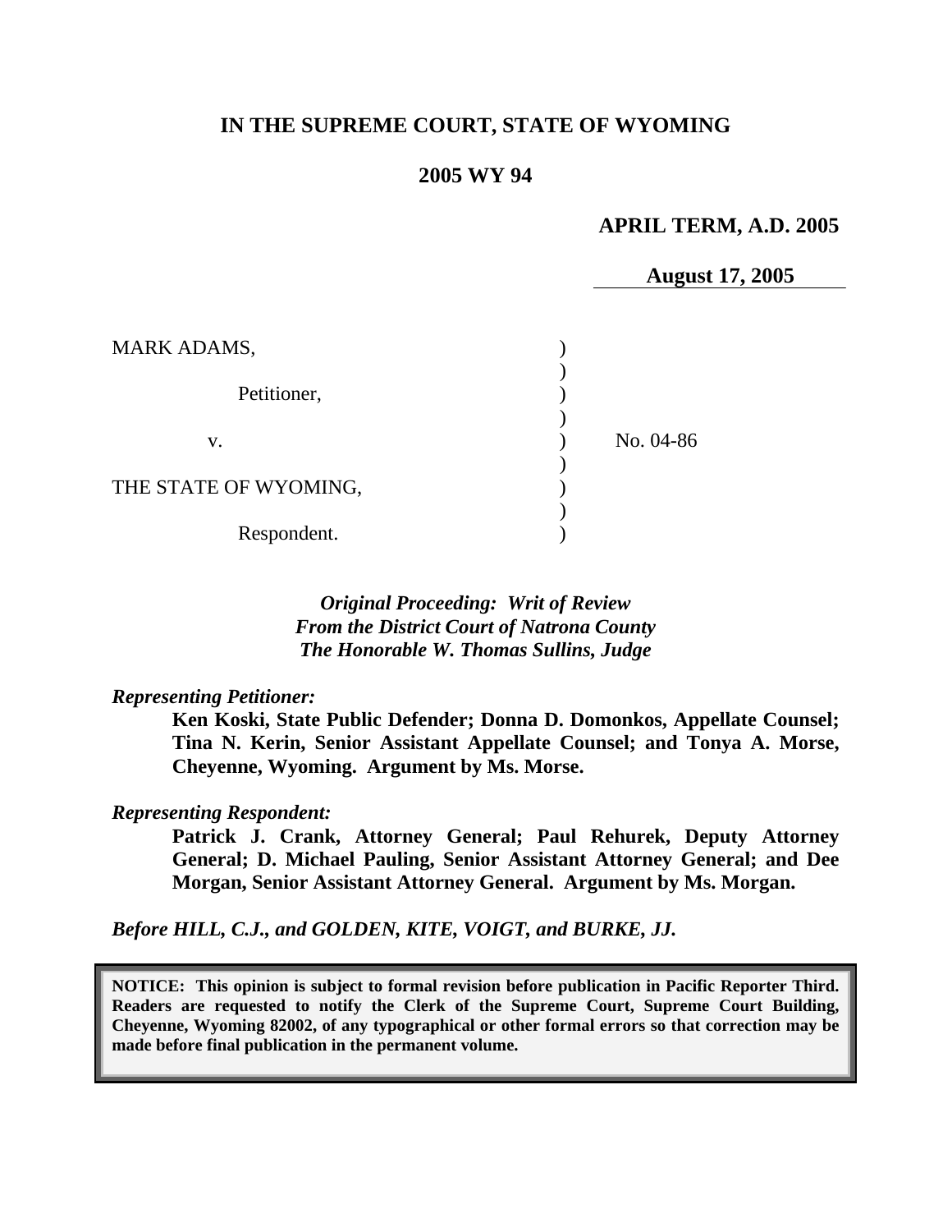**IN THE SUPREME COURT, STATE OF WYOMING**

**2005 WY 94**

**APRIL TERM, A.D. 2005**

**August 17, 2005**

| | | |
|---|---|---|
| MARK ADAMS, | ) | |
| | ) | |
| Petitioner, | ) | |
| | ) | |
| v. | ) | No. 04-86 |
| | ) | |
| THE STATE OF WYOMING, | ) | |
| | ) | |
| Respondent. | ) | |

*Original Proceeding: Writ of Review*
*From the District Court of Natrona County*
*The Honorable W. Thomas Sullins, Judge*

*Representing Petitioner:*

**Ken Koski, State Public Defender; Donna D. Domonkos, Appellate Counsel; Tina N. Kerin, Senior Assistant Appellate Counsel; and Tonya A. Morse, Cheyenne, Wyoming. Argument by Ms. Morse.**

*Representing Respondent:*

**Patrick J. Crank, Attorney General; Paul Rehurek, Deputy Attorney General; D. Michael Pauling, Senior Assistant Attorney General; and Dee Morgan, Senior Assistant Attorney General. Argument by Ms. Morgan.**

***Before HILL, C.J., and GOLDEN, KITE, VOIGT, and BURKE, JJ.***

**NOTICE: This opinion is subject to formal revision before publication in Pacific Reporter Third. Readers are requested to notify the Clerk of the Supreme Court, Supreme Court Building, Cheyenne, Wyoming 82002, of any typographical or other formal errors so that correction may be made before final publication in the permanent volume.**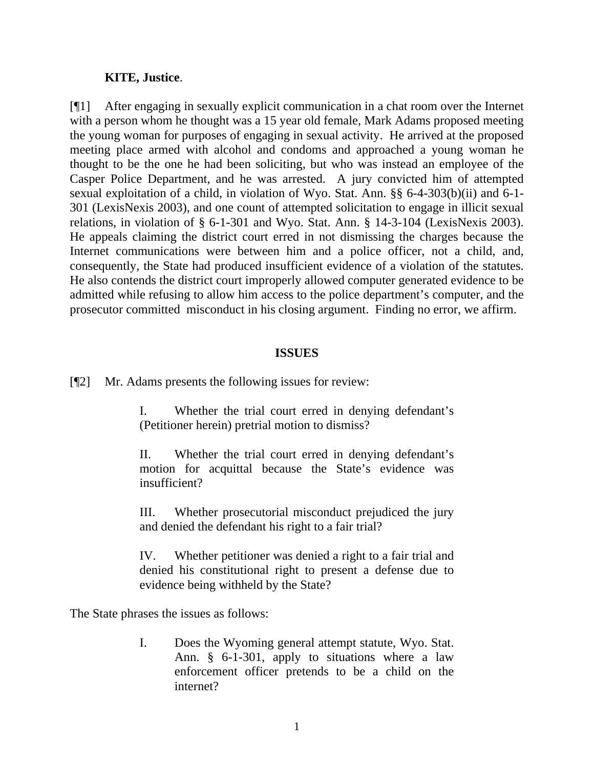**KITE, Justice**.

[¶1] After engaging in sexually explicit communication in a chat room over the Internet with a person whom he thought was a 15 year old female, Mark Adams proposed meeting the young woman for purposes of engaging in sexual activity. He arrived at the proposed meeting place armed with alcohol and condoms and approached a young woman he thought to be the one he had been soliciting, but who was instead an employee of the Casper Police Department, and he was arrested. A jury convicted him of attempted sexual exploitation of a child, in violation of Wyo. Stat. Ann. §§ 6-4-303(b)(ii) and 6-1-301 (LexisNexis 2003), and one count of attempted solicitation to engage in illicit sexual relations, in violation of § 6-1-301 and Wyo. Stat. Ann. § 14-3-104 (LexisNexis 2003). He appeals claiming the district court erred in not dismissing the charges because the Internet communications were between him and a police officer, not a child, and, consequently, the State had produced insufficient evidence of a violation of the statutes. He also contends the district court improperly allowed computer generated evidence to be admitted while refusing to allow him access to the police department's computer, and the prosecutor committed misconduct in his closing argument. Finding no error, we affirm.

## ISSUES

[¶2] Mr. Adams presents the following issues for review:

> I. Whether the trial court erred in denying defendant's (Petitioner herein) pretrial motion to dismiss?
>
> II. Whether the trial court erred in denying defendant's motion for acquittal because the State's evidence was insufficient?
>
> III. Whether prosecutorial misconduct prejudiced the jury and denied the defendant his right to a fair trial?
>
> IV. Whether petitioner was denied a right to a fair trial and denied his constitutional right to present a defense due to evidence being withheld by the State?

The State phrases the issues as follows:

> I. Does the Wyoming general attempt statute, Wyo. Stat. Ann. § 6-1-301, apply to situations where a law enforcement officer pretends to be a child on the internet?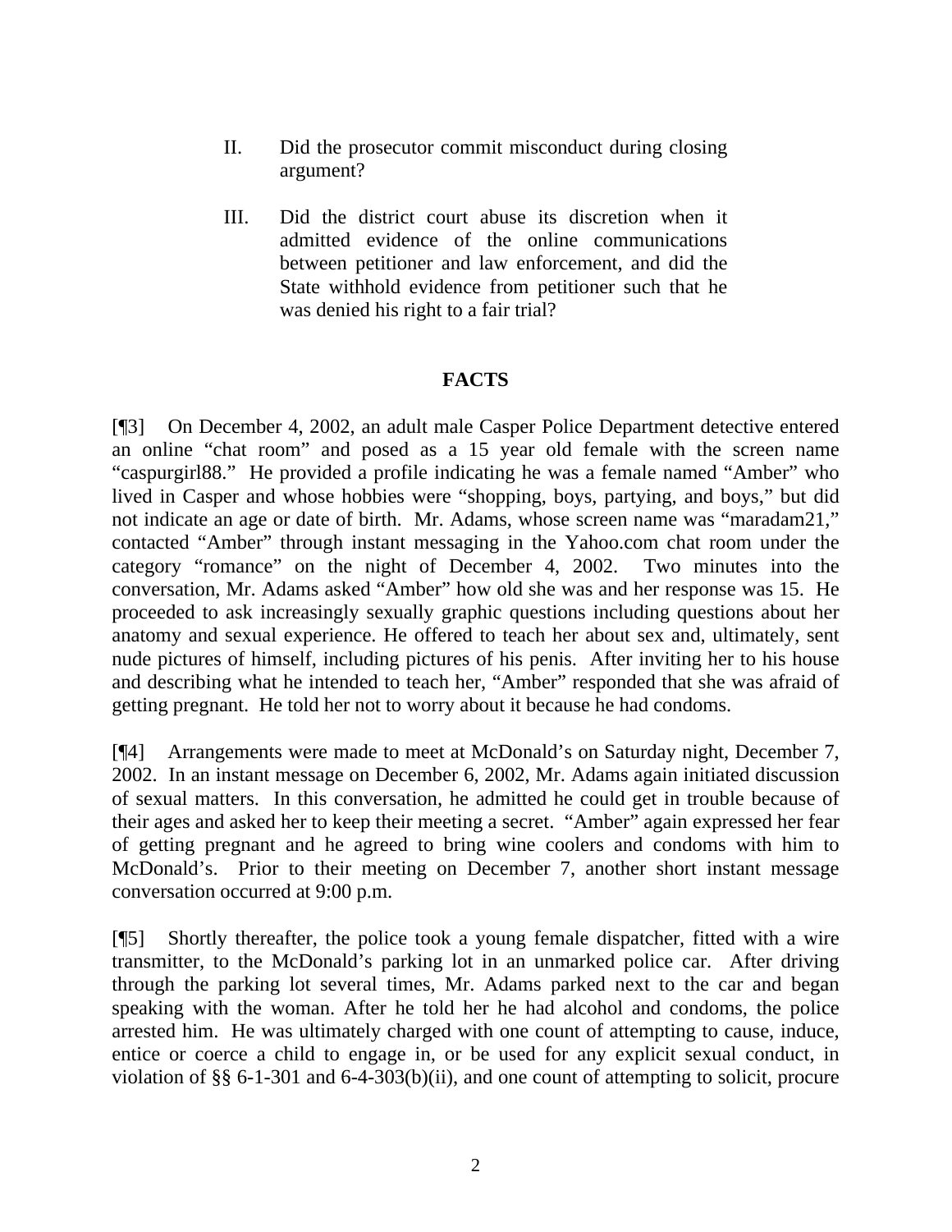II. Did the prosecutor commit misconduct during closing argument?

III. Did the district court abuse its discretion when it admitted evidence of the online communications between petitioner and law enforcement, and did the State withhold evidence from petitioner such that he was denied his right to a fair trial?

## FACTS

[¶3] On December 4, 2002, an adult male Casper Police Department detective entered an online "chat room" and posed as a 15 year old female with the screen name "caspurgirl88." He provided a profile indicating he was a female named "Amber" who lived in Casper and whose hobbies were "shopping, boys, partying, and boys," but did not indicate an age or date of birth. Mr. Adams, whose screen name was "maradam21," contacted "Amber" through instant messaging in the Yahoo.com chat room under the category "romance" on the night of December 4, 2002. Two minutes into the conversation, Mr. Adams asked "Amber" how old she was and her response was 15. He proceeded to ask increasingly sexually graphic questions including questions about her anatomy and sexual experience. He offered to teach her about sex and, ultimately, sent nude pictures of himself, including pictures of his penis. After inviting her to his house and describing what he intended to teach her, "Amber" responded that she was afraid of getting pregnant. He told her not to worry about it because he had condoms.

[¶4] Arrangements were made to meet at McDonald's on Saturday night, December 7, 2002. In an instant message on December 6, 2002, Mr. Adams again initiated discussion of sexual matters. In this conversation, he admitted he could get in trouble because of their ages and asked her to keep their meeting a secret. "Amber" again expressed her fear of getting pregnant and he agreed to bring wine coolers and condoms with him to McDonald's. Prior to their meeting on December 7, another short instant message conversation occurred at 9:00 p.m.

[¶5] Shortly thereafter, the police took a young female dispatcher, fitted with a wire transmitter, to the McDonald's parking lot in an unmarked police car. After driving through the parking lot several times, Mr. Adams parked next to the car and began speaking with the woman. After he told her he had alcohol and condoms, the police arrested him. He was ultimately charged with one count of attempting to cause, induce, entice or coerce a child to engage in, or be used for any explicit sexual conduct, in violation of §§ 6-1-301 and 6-4-303(b)(ii), and one count of attempting to solicit, procure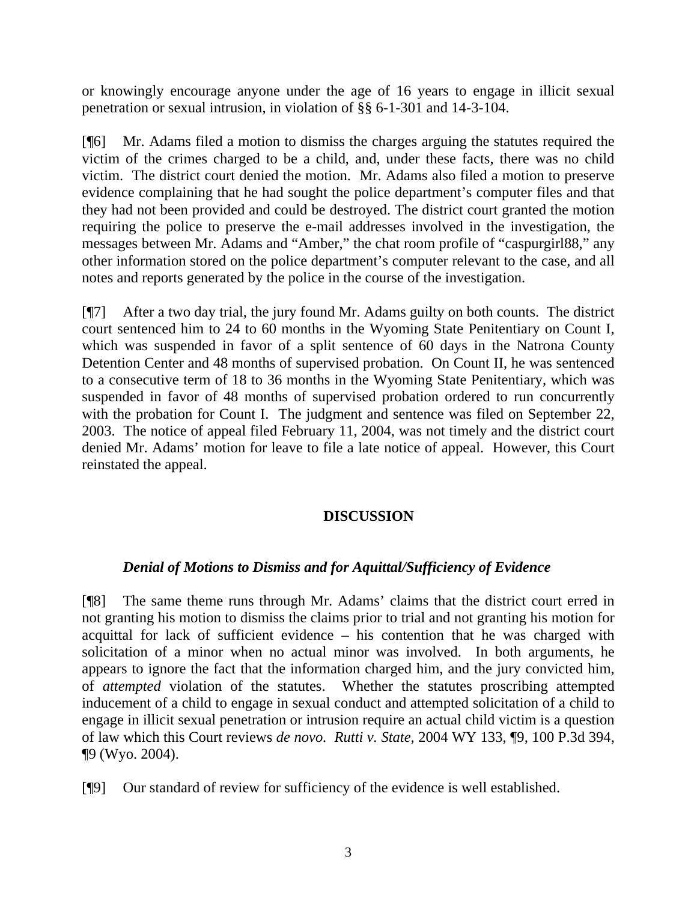or knowingly encourage anyone under the age of 16 years to engage in illicit sexual penetration or sexual intrusion, in violation of §§ 6-1-301 and 14-3-104.

[¶6] Mr. Adams filed a motion to dismiss the charges arguing the statutes required the victim of the crimes charged to be a child, and, under these facts, there was no child victim. The district court denied the motion. Mr. Adams also filed a motion to preserve evidence complaining that he had sought the police department's computer files and that they had not been provided and could be destroyed. The district court granted the motion requiring the police to preserve the e-mail addresses involved in the investigation, the messages between Mr. Adams and "Amber," the chat room profile of "caspurgirl88," any other information stored on the police department's computer relevant to the case, and all notes and reports generated by the police in the course of the investigation.

[¶7] After a two day trial, the jury found Mr. Adams guilty on both counts. The district court sentenced him to 24 to 60 months in the Wyoming State Penitentiary on Count I, which was suspended in favor of a split sentence of 60 days in the Natrona County Detention Center and 48 months of supervised probation. On Count II, he was sentenced to a consecutive term of 18 to 36 months in the Wyoming State Penitentiary, which was suspended in favor of 48 months of supervised probation ordered to run concurrently with the probation for Count I. The judgment and sentence was filed on September 22, 2003. The notice of appeal filed February 11, 2004, was not timely and the district court denied Mr. Adams' motion for leave to file a late notice of appeal. However, this Court reinstated the appeal.

## DISCUSSION

### *Denial of Motions to Dismiss and for Aquittal/Sufficiency of Evidence*

[¶8] The same theme runs through Mr. Adams' claims that the district court erred in not granting his motion to dismiss the claims prior to trial and not granting his motion for acquittal for lack of sufficient evidence – his contention that he was charged with solicitation of a minor when no actual minor was involved. In both arguments, he appears to ignore the fact that the information charged him, and the jury convicted him, of *attempted* violation of the statutes. Whether the statutes proscribing attempted inducement of a child to engage in sexual conduct and attempted solicitation of a child to engage in illicit sexual penetration or intrusion require an actual child victim is a question of law which this Court reviews *de novo*. *Rutti v. State*, 2004 WY 133, ¶9, 100 P.3d 394, ¶9 (Wyo. 2004).

[¶9] Our standard of review for sufficiency of the evidence is well established.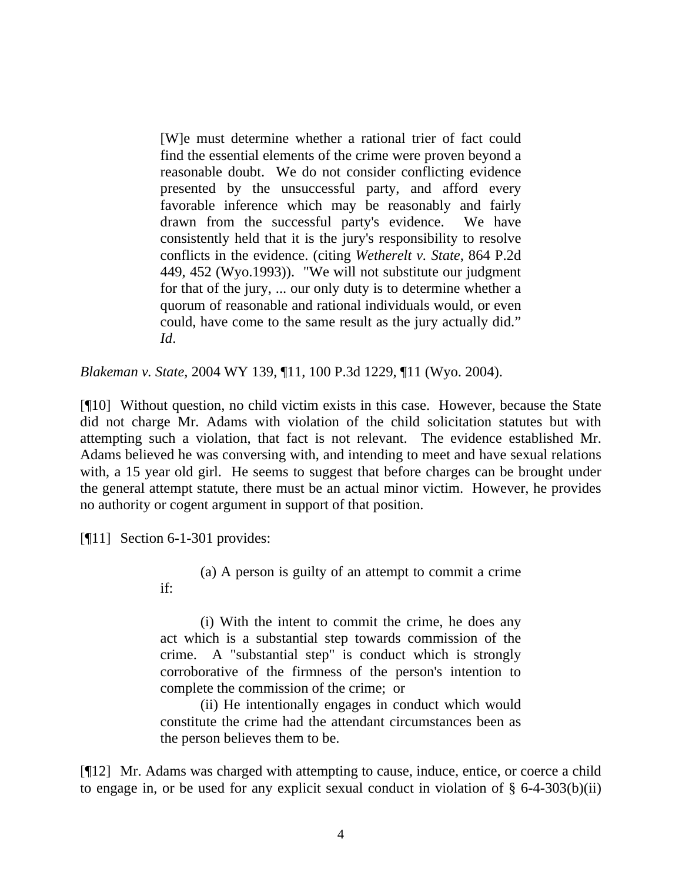> [W]e must determine whether a rational trier of fact could find the essential elements of the crime were proven beyond a reasonable doubt. We do not consider conflicting evidence presented by the unsuccessful party, and afford every favorable inference which may be reasonably and fairly drawn from the successful party's evidence. We have consistently held that it is the jury's responsibility to resolve conflicts in the evidence. (citing *Wetherelt v. State*, 864 P.2d 449, 452 (Wyo.1993)). "We will not substitute our judgment for that of the jury, ... our only duty is to determine whether a quorum of reasonable and rational individuals would, or even could, have come to the same result as the jury actually did." *Id*.

*Blakeman v. State,* 2004 WY 139, ¶11, 100 P.3d 1229, ¶11 (Wyo. 2004).

[¶10] Without question, no child victim exists in this case. However, because the State did not charge Mr. Adams with violation of the child solicitation statutes but with attempting such a violation, that fact is not relevant. The evidence established Mr. Adams believed he was conversing with, and intending to meet and have sexual relations with, a 15 year old girl. He seems to suggest that before charges can be brought under the general attempt statute, there must be an actual minor victim. However, he provides no authority or cogent argument in support of that position.

[¶11] Section 6-1-301 provides:

> (a) A person is guilty of an attempt to commit a crime if:
>
> (i) With the intent to commit the crime, he does any act which is a substantial step towards commission of the crime. A "substantial step" is conduct which is strongly corroborative of the firmness of the person's intention to complete the commission of the crime; or
>
> (ii) He intentionally engages in conduct which would constitute the crime had the attendant circumstances been as the person believes them to be.

[¶12] Mr. Adams was charged with attempting to cause, induce, entice, or coerce a child to engage in, or be used for any explicit sexual conduct in violation of § 6-4-303(b)(ii)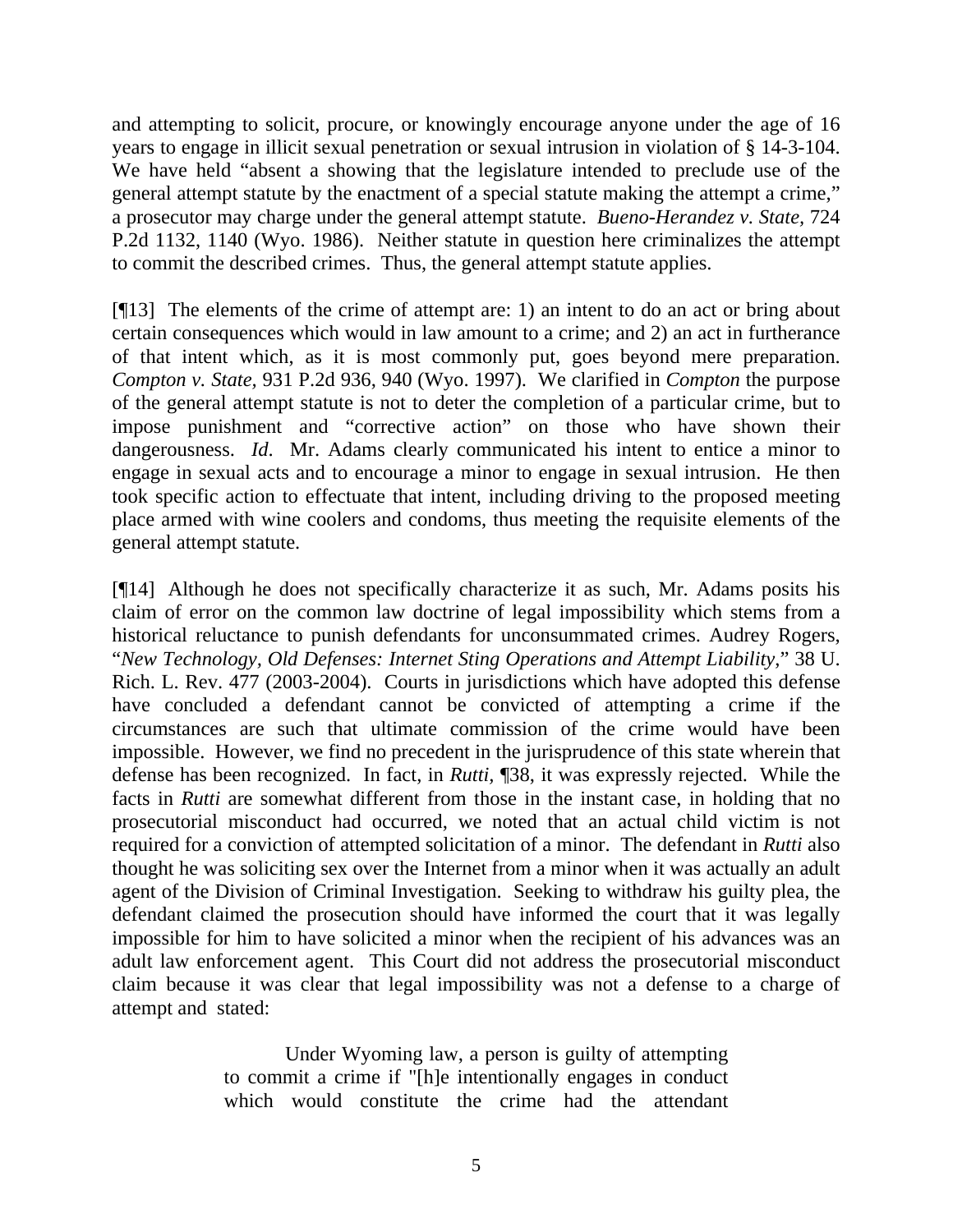and attempting to solicit, procure, or knowingly encourage anyone under the age of 16 years to engage in illicit sexual penetration or sexual intrusion in violation of § 14-3-104. We have held "absent a showing that the legislature intended to preclude use of the general attempt statute by the enactment of a special statute making the attempt a crime," a prosecutor may charge under the general attempt statute. *Bueno-Herandez v. State*, 724 P.2d 1132, 1140 (Wyo. 1986). Neither statute in question here criminalizes the attempt to commit the described crimes. Thus, the general attempt statute applies.

[¶13] The elements of the crime of attempt are: 1) an intent to do an act or bring about certain consequences which would in law amount to a crime; and 2) an act in furtherance of that intent which, as it is most commonly put, goes beyond mere preparation. *Compton v. State*, 931 P.2d 936, 940 (Wyo. 1997). We clarified in *Compton* the purpose of the general attempt statute is not to deter the completion of a particular crime, but to impose punishment and "corrective action" on those who have shown their dangerousness. *Id*. Mr. Adams clearly communicated his intent to entice a minor to engage in sexual acts and to encourage a minor to engage in sexual intrusion. He then took specific action to effectuate that intent, including driving to the proposed meeting place armed with wine coolers and condoms, thus meeting the requisite elements of the general attempt statute.

[¶14] Although he does not specifically characterize it as such, Mr. Adams posits his claim of error on the common law doctrine of legal impossibility which stems from a historical reluctance to punish defendants for unconsummated crimes. Audrey Rogers, "*New Technology, Old Defenses: Internet Sting Operations and Attempt Liability*," 38 U. Rich. L. Rev. 477 (2003-2004). Courts in jurisdictions which have adopted this defense have concluded a defendant cannot be convicted of attempting a crime if the circumstances are such that ultimate commission of the crime would have been impossible. However, we find no precedent in the jurisprudence of this state wherein that defense has been recognized. In fact, in *Rutti*, ¶38, it was expressly rejected. While the facts in *Rutti* are somewhat different from those in the instant case, in holding that no prosecutorial misconduct had occurred, we noted that an actual child victim is not required for a conviction of attempted solicitation of a minor. The defendant in *Rutti* also thought he was soliciting sex over the Internet from a minor when it was actually an adult agent of the Division of Criminal Investigation. Seeking to withdraw his guilty plea, the defendant claimed the prosecution should have informed the court that it was legally impossible for him to have solicited a minor when the recipient of his advances was an adult law enforcement agent. This Court did not address the prosecutorial misconduct claim because it was clear that legal impossibility was not a defense to a charge of attempt and stated:

> Under Wyoming law, a person is guilty of attempting to commit a crime if "[h]e intentionally engages in conduct which would constitute the crime had the attendant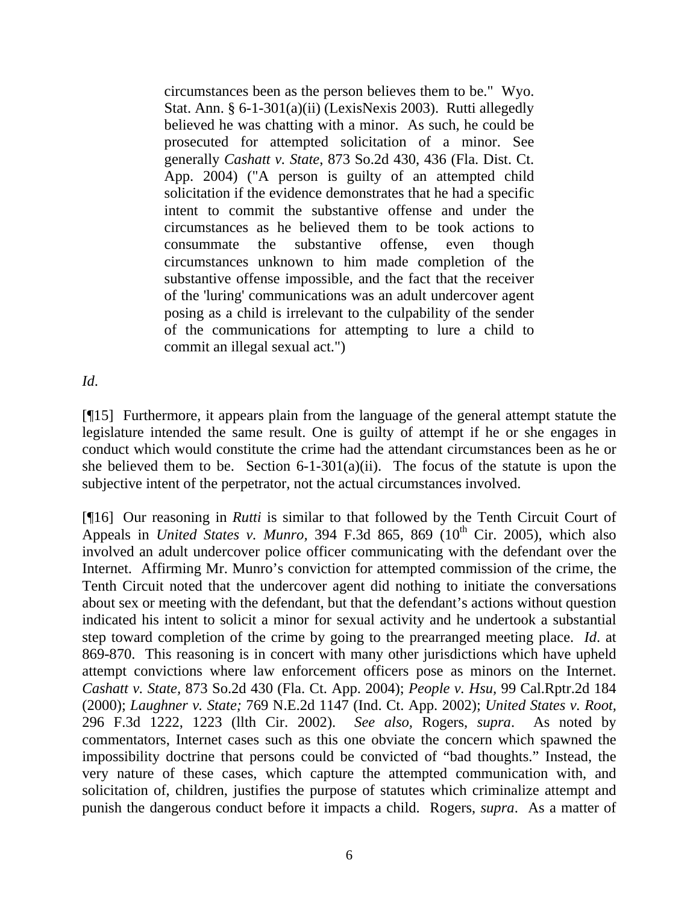> circumstances been as the person believes them to be." Wyo. Stat. Ann. § 6-1-301(a)(ii) (LexisNexis 2003). Rutti allegedly believed he was chatting with a minor. As such, he could be prosecuted for attempted solicitation of a minor. See generally *Cashatt v. State*, 873 So.2d 430, 436 (Fla. Dist. Ct. App. 2004) ("A person is guilty of an attempted child solicitation if the evidence demonstrates that he had a specific intent to commit the substantive offense and under the circumstances as he believed them to be took actions to consummate the substantive offense, even though circumstances unknown to him made completion of the substantive offense impossible, and the fact that the receiver of the 'luring' communications was an adult undercover agent posing as a child is irrelevant to the culpability of the sender of the communications for attempting to lure a child to commit an illegal sexual act.")

*Id*.

[¶15] Furthermore, it appears plain from the language of the general attempt statute the legislature intended the same result. One is guilty of attempt if he or she engages in conduct which would constitute the crime had the attendant circumstances been as he or she believed them to be. Section 6-1-301(a)(ii). The focus of the statute is upon the subjective intent of the perpetrator, not the actual circumstances involved.

[¶16] Our reasoning in *Rutti* is similar to that followed by the Tenth Circuit Court of Appeals in *United States v. Munro*, 394 F.3d 865, 869 (10th Cir. 2005), which also involved an adult undercover police officer communicating with the defendant over the Internet. Affirming Mr. Munro's conviction for attempted commission of the crime, the Tenth Circuit noted that the undercover agent did nothing to initiate the conversations about sex or meeting with the defendant, but that the defendant's actions without question indicated his intent to solicit a minor for sexual activity and he undertook a substantial step toward completion of the crime by going to the prearranged meeting place. *Id*. at 869-870. This reasoning is in concert with many other jurisdictions which have upheld attempt convictions where law enforcement officers pose as minors on the Internet. *Cashatt v. State*, 873 So.2d 430 (Fla. Ct. App. 2004); *People v. Hsu*, 99 Cal.Rptr.2d 184 (2000); *Laughner v. State;* 769 N.E.2d 1147 (Ind. Ct. App. 2002); *United States v. Root*, 296 F.3d 1222, 1223 (llth Cir. 2002). *See also*, Rogers, *supra*. As noted by commentators, Internet cases such as this one obviate the concern which spawned the impossibility doctrine that persons could be convicted of "bad thoughts." Instead, the very nature of these cases, which capture the attempted communication with, and solicitation of, children, justifies the purpose of statutes which criminalize attempt and punish the dangerous conduct before it impacts a child. Rogers, *supra*. As a matter of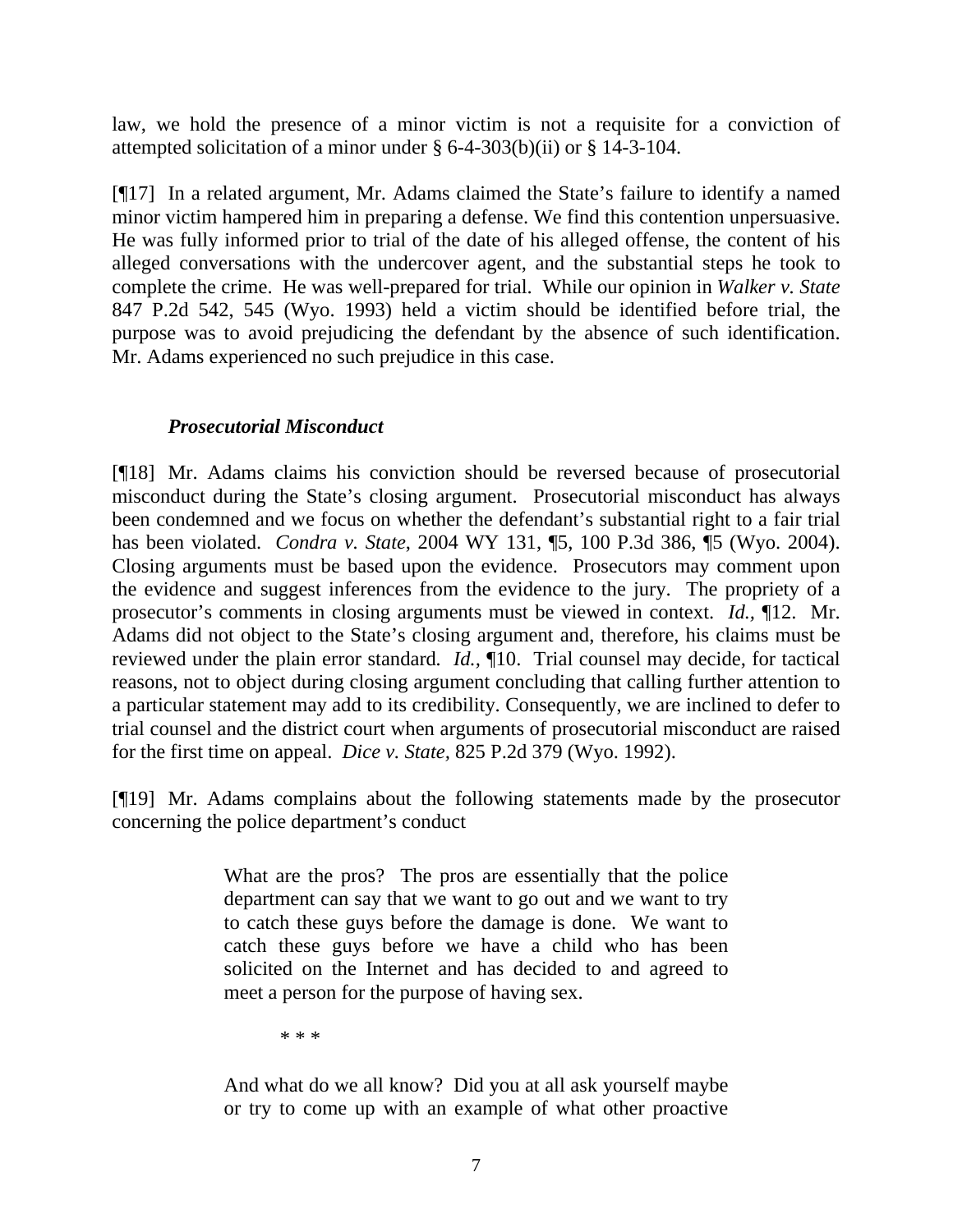law, we hold the presence of a minor victim is not a requisite for a conviction of attempted solicitation of a minor under § 6-4-303(b)(ii) or § 14-3-104.

[¶17] In a related argument, Mr. Adams claimed the State's failure to identify a named minor victim hampered him in preparing a defense. We find this contention unpersuasive. He was fully informed prior to trial of the date of his alleged offense, the content of his alleged conversations with the undercover agent, and the substantial steps he took to complete the crime. He was well-prepared for trial. While our opinion in *Walker v. State* 847 P.2d 542, 545 (Wyo. 1993) held a victim should be identified before trial, the purpose was to avoid prejudicing the defendant by the absence of such identification. Mr. Adams experienced no such prejudice in this case.

### *Prosecutorial Misconduct*

[¶18] Mr. Adams claims his conviction should be reversed because of prosecutorial misconduct during the State's closing argument. Prosecutorial misconduct has always been condemned and we focus on whether the defendant's substantial right to a fair trial has been violated. *Condra v. State*, 2004 WY 131, ¶5, 100 P.3d 386, ¶5 (Wyo. 2004). Closing arguments must be based upon the evidence. Prosecutors may comment upon the evidence and suggest inferences from the evidence to the jury. The propriety of a prosecutor's comments in closing arguments must be viewed in context. *Id.*, ¶12. Mr. Adams did not object to the State's closing argument and, therefore, his claims must be reviewed under the plain error standard. *Id.*, ¶10. Trial counsel may decide, for tactical reasons, not to object during closing argument concluding that calling further attention to a particular statement may add to its credibility. Consequently, we are inclined to defer to trial counsel and the district court when arguments of prosecutorial misconduct are raised for the first time on appeal. *Dice v. State*, 825 P.2d 379 (Wyo. 1992).

[¶19] Mr. Adams complains about the following statements made by the prosecutor concerning the police department's conduct

> What are the pros? The pros are essentially that the police department can say that we want to go out and we want to try to catch these guys before the damage is done. We want to catch these guys before we have a child who has been solicited on the Internet and has decided to and agreed to meet a person for the purpose of having sex.
>
> \* \* \*
>
> And what do we all know? Did you at all ask yourself maybe or try to come up with an example of what other proactive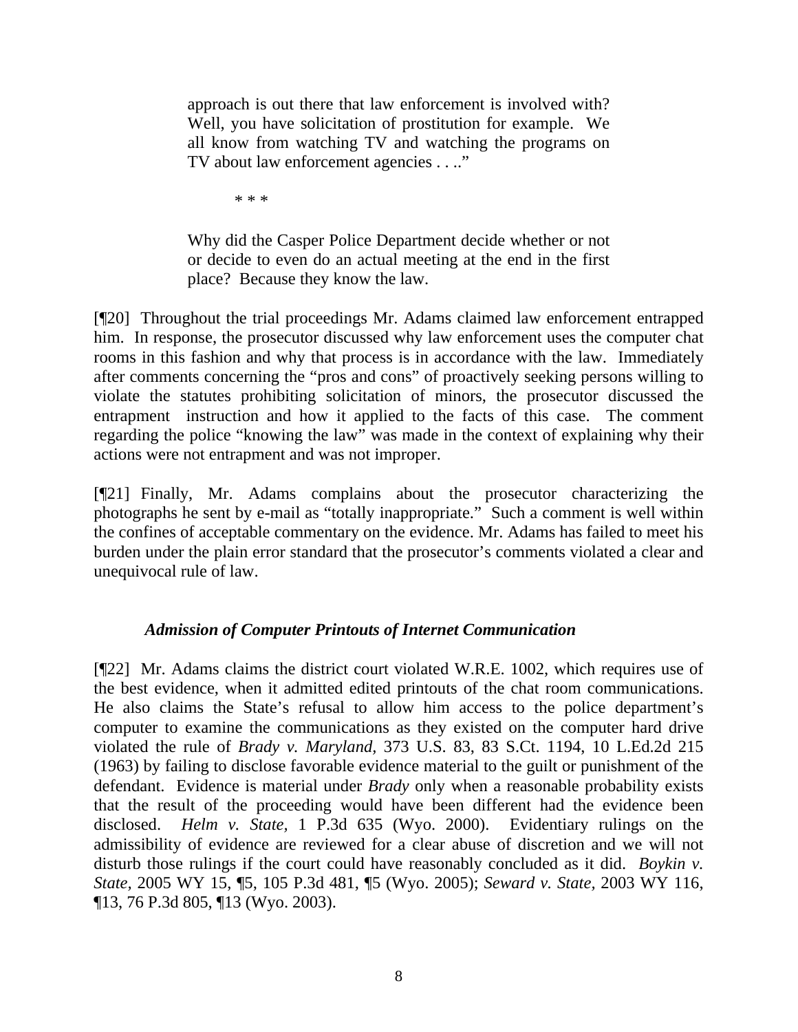> approach is out there that law enforcement is involved with? Well, you have solicitation of prostitution for example. We all know from watching TV and watching the programs on TV about law enforcement agencies . . .."
>
> * * *
>
> Why did the Casper Police Department decide whether or not or decide to even do an actual meeting at the end in the first place? Because they know the law.

[¶20] Throughout the trial proceedings Mr. Adams claimed law enforcement entrapped him. In response, the prosecutor discussed why law enforcement uses the computer chat rooms in this fashion and why that process is in accordance with the law. Immediately after comments concerning the "pros and cons" of proactively seeking persons willing to violate the statutes prohibiting solicitation of minors, the prosecutor discussed the entrapment instruction and how it applied to the facts of this case. The comment regarding the police "knowing the law" was made in the context of explaining why their actions were not entrapment and was not improper.

[¶21] Finally, Mr. Adams complains about the prosecutor characterizing the photographs he sent by e-mail as "totally inappropriate." Such a comment is well within the confines of acceptable commentary on the evidence. Mr. Adams has failed to meet his burden under the plain error standard that the prosecutor's comments violated a clear and unequivocal rule of law.

### *Admission of Computer Printouts of Internet Communication*

[¶22] Mr. Adams claims the district court violated W.R.E. 1002, which requires use of the best evidence, when it admitted edited printouts of the chat room communications. He also claims the State's refusal to allow him access to the police department's computer to examine the communications as they existed on the computer hard drive violated the rule of *Brady v. Maryland*, 373 U.S. 83, 83 S.Ct. 1194, 10 L.Ed.2d 215 (1963) by failing to disclose favorable evidence material to the guilt or punishment of the defendant. Evidence is material under *Brady* only when a reasonable probability exists that the result of the proceeding would have been different had the evidence been disclosed. *Helm v. State,* 1 P.3d 635 (Wyo. 2000). Evidentiary rulings on the admissibility of evidence are reviewed for a clear abuse of discretion and we will not disturb those rulings if the court could have reasonably concluded as it did. *Boykin v. State,* 2005 WY 15, ¶5, 105 P.3d 481, ¶5 (Wyo. 2005); *Seward v. State,* 2003 WY 116, ¶13, 76 P.3d 805, ¶13 (Wyo. 2003).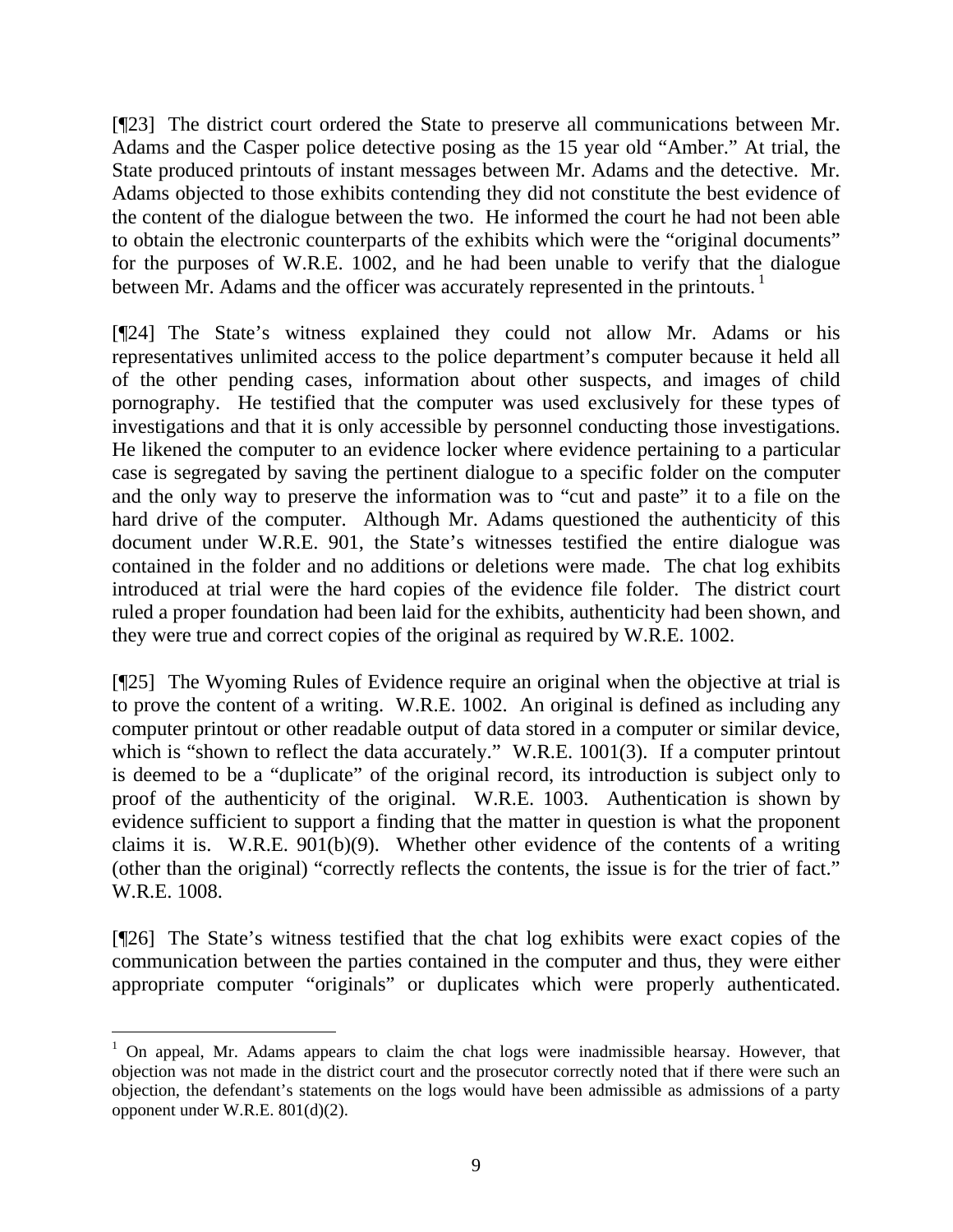[¶23] The district court ordered the State to preserve all communications between Mr. Adams and the Casper police detective posing as the 15 year old "Amber." At trial, the State produced printouts of instant messages between Mr. Adams and the detective. Mr. Adams objected to those exhibits contending they did not constitute the best evidence of the content of the dialogue between the two. He informed the court he had not been able to obtain the electronic counterparts of the exhibits which were the "original documents" for the purposes of W.R.E. 1002, and he had been unable to verify that the dialogue between Mr. Adams and the officer was accurately represented in the printouts. [1]

[¶24] The State's witness explained they could not allow Mr. Adams or his representatives unlimited access to the police department's computer because it held all of the other pending cases, information about other suspects, and images of child pornography. He testified that the computer was used exclusively for these types of investigations and that it is only accessible by personnel conducting those investigations. He likened the computer to an evidence locker where evidence pertaining to a particular case is segregated by saving the pertinent dialogue to a specific folder on the computer and the only way to preserve the information was to "cut and paste" it to a file on the hard drive of the computer. Although Mr. Adams questioned the authenticity of this document under W.R.E. 901, the State's witnesses testified the entire dialogue was contained in the folder and no additions or deletions were made. The chat log exhibits introduced at trial were the hard copies of the evidence file folder. The district court ruled a proper foundation had been laid for the exhibits, authenticity had been shown, and they were true and correct copies of the original as required by W.R.E. 1002.

[¶25] The Wyoming Rules of Evidence require an original when the objective at trial is to prove the content of a writing. W.R.E. 1002. An original is defined as including any computer printout or other readable output of data stored in a computer or similar device, which is "shown to reflect the data accurately." W.R.E. 1001(3). If a computer printout is deemed to be a "duplicate" of the original record, its introduction is subject only to proof of the authenticity of the original. W.R.E. 1003. Authentication is shown by evidence sufficient to support a finding that the matter in question is what the proponent claims it is. W.R.E. 901(b)(9). Whether other evidence of the contents of a writing (other than the original) "correctly reflects the contents, the issue is for the trier of fact." W.R.E. 1008.

[¶26] The State's witness testified that the chat log exhibits were exact copies of the communication between the parties contained in the computer and thus, they were either appropriate computer "originals" or duplicates which were properly authenticated.

---

[1] On appeal, Mr. Adams appears to claim the chat logs were inadmissible hearsay. However, that objection was not made in the district court and the prosecutor correctly noted that if there were such an objection, the defendant's statements on the logs would have been admissible as admissions of a party opponent under W.R.E. 801(d)(2).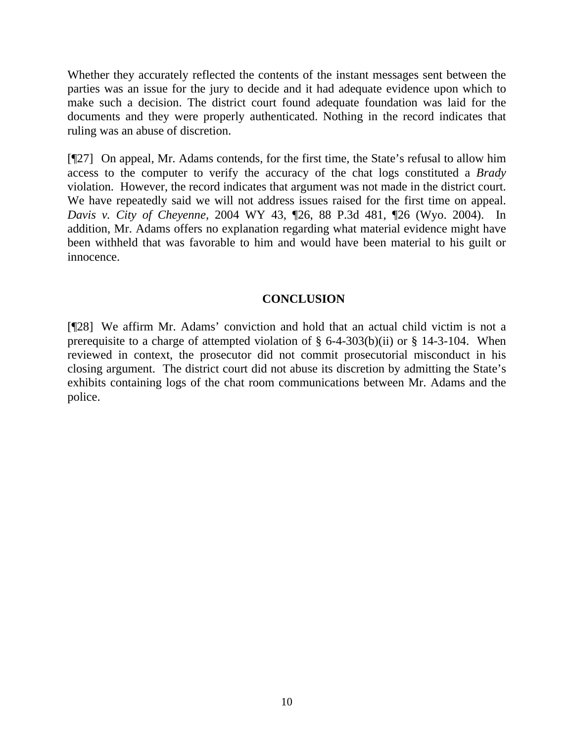Whether they accurately reflected the contents of the instant messages sent between the parties was an issue for the jury to decide and it had adequate evidence upon which to make such a decision. The district court found adequate foundation was laid for the documents and they were properly authenticated. Nothing in the record indicates that ruling was an abuse of discretion.

[¶27] On appeal, Mr. Adams contends, for the first time, the State's refusal to allow him access to the computer to verify the accuracy of the chat logs constituted a *Brady* violation. However, the record indicates that argument was not made in the district court. We have repeatedly said we will not address issues raised for the first time on appeal. *Davis v. City of Cheyenne*, 2004 WY 43, ¶26, 88 P.3d 481, ¶26 (Wyo. 2004). In addition, Mr. Adams offers no explanation regarding what material evidence might have been withheld that was favorable to him and would have been material to his guilt or innocence.

## CONCLUSION

[¶28] We affirm Mr. Adams' conviction and hold that an actual child victim is not a prerequisite to a charge of attempted violation of § 6-4-303(b)(ii) or § 14-3-104. When reviewed in context, the prosecutor did not commit prosecutorial misconduct in his closing argument. The district court did not abuse its discretion by admitting the State's exhibits containing logs of the chat room communications between Mr. Adams and the police.